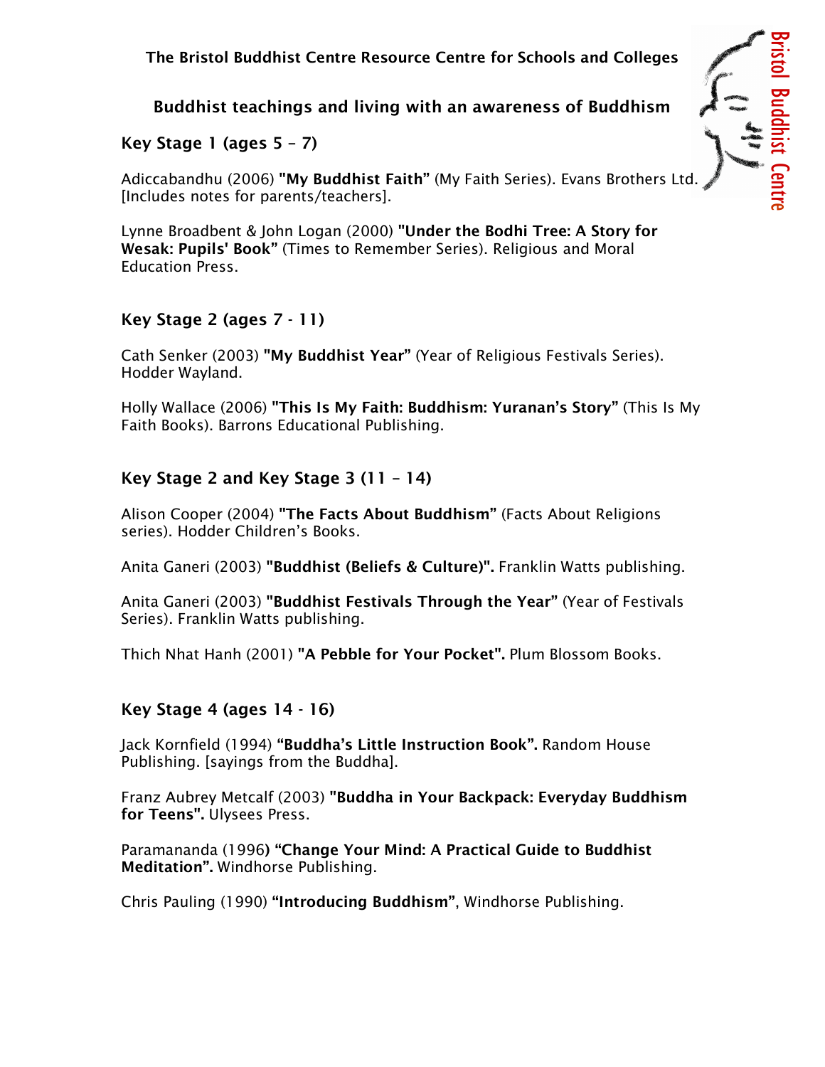# The Bristol Buddhist Centre Resource Centre for Schools and Colleges

## Buddhist teachings and living with an awareness of Buddhism

### Key Stage 1 (ages 5 – 7)

Adiccabandhu (2006) **"My Buddhist Faith"** (My Faith Series). Evans Brothers Ltd. [Includes notes for parents/teachers].

Lynne Broadbent & John Logan (2000) **"Under the Bodhi Tree: A Story for Wesak: Pupils' Book"** (Times to Remember Series). Religious and Moral Education Press.

### Key Stage 2 (ages 7 - 11)

Cath Senker (2003) **"My Buddhist Year"** (Year of Religious Festivals Series). Hodder Wayland.

Holly Wallace (2006) **"This Is My Faith: Buddhism: Yuranan's Story"** (This Is My Faith Books). Barrons Educational Publishing.

### Key Stage 2 and Key Stage 3 (11 – 14)

Alison Cooper (2004) **"The Facts About Buddhism"** (Facts About Religions series). Hodder Children's Books.

Anita Ganeri (2003) **"Buddhist (Beliefs & Culture)".** Franklin Watts publishing.

Anita Ganeri (2003) **"Buddhist Festivals Through the Year"** (Year of Festivals Series). Franklin Watts publishing.

Thich Nhat Hanh (2001) **"A Pebble for Your Pocket".** Plum Blossom Books.

### Key Stage 4 (ages 14 - 16)

Jack Kornfield (1994) **"Buddha's Little Instruction Book".** Random House Publishing. [sayings from the Buddha].

Franz Aubrey Metcalf (2003) **"Buddha in Your Backpack: Everyday Buddhism for Teens".** Ulysees Press.

Paramananda (1996**) "Change Your Mind: A Practical Guide to Buddhist Meditation".** Windhorse Publishing.

Chris Pauling (1990) **"Introducing Buddhism"**, Windhorse Publishing.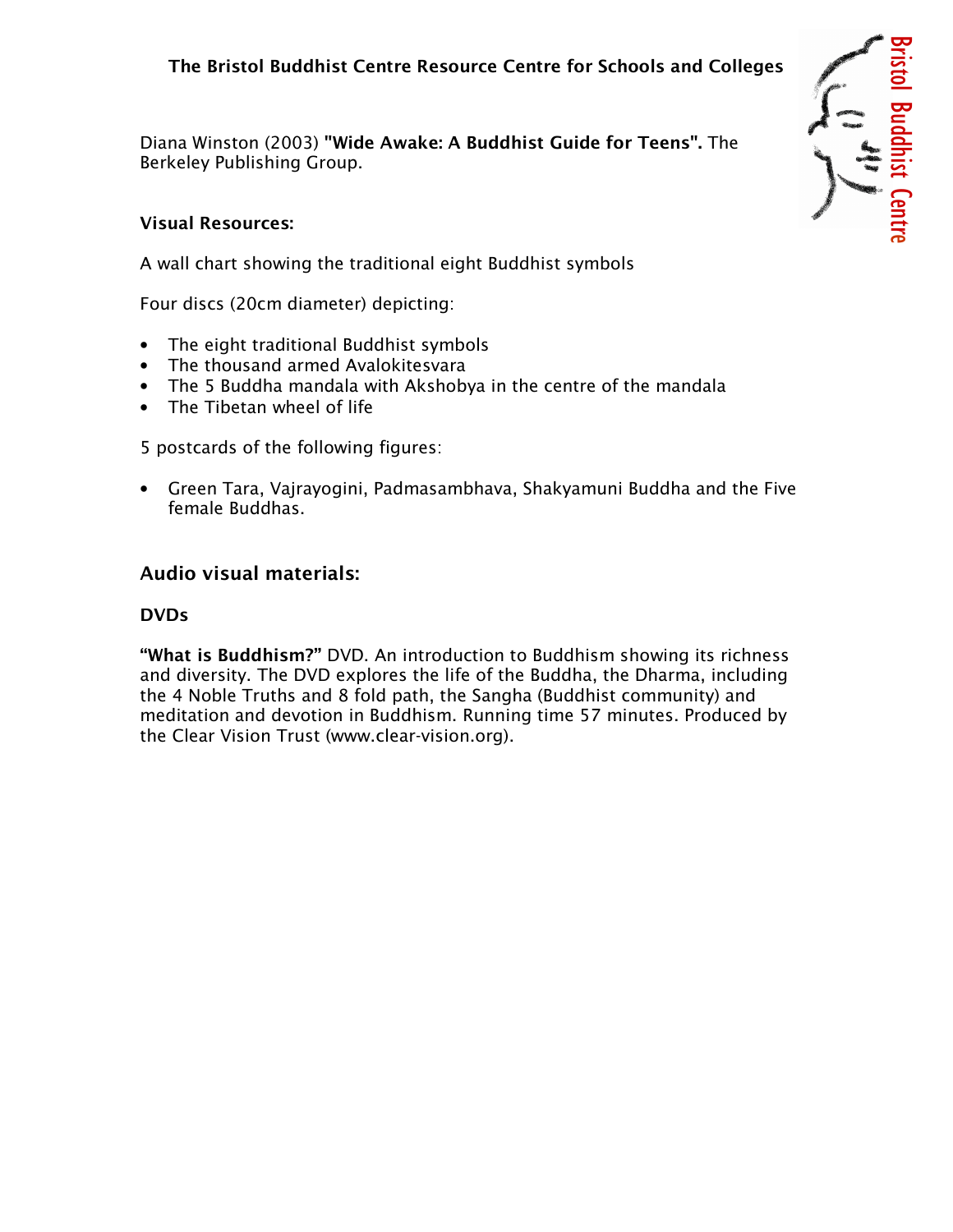Diana Winston (2003) **"Wide Awake: A Buddhist Guide for Teens".** The Berkeley Publishing Group.

### Visual Resources:

A wall chart showing the traditional eight Buddhist symbols

Four discs (20cm diameter) depicting:

- The eight traditional Buddhist symbols
- The thousand armed Avalokitesvara
- The 5 Buddha mandala with Akshobya in the centre of the mandala
- The Tibetan wheel of life

5 postcards of the following figures:

- Green Tara, Vajrayogini, Padmasambhava, Shakyamuni Buddha and the Five female Buddhas.

## Audio visual materials:

### DVDs

**"What is Buddhism?"** DVD. An introduction to Buddhism showing its richness and diversity. The DVD explores the life of the Buddha, the Dharma, including the 4 Noble Truths and 8 fold path, the Sangha (Buddhist community) and meditation and devotion in Buddhism. Running time 57 minutes. Produced by the Clear Vision Trust (www.clear-vision.org).